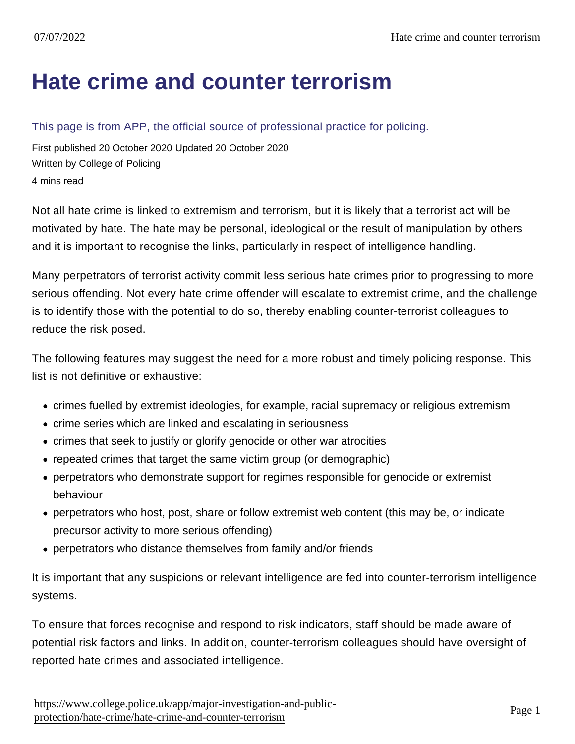# Hate crime and counter terrorism

This page is from APP, the official source of professional practice for policing.

First published 20 October 2020 Updated 20 October 2020
Written by College of Policing
4 mins read

Not all hate crime is linked to extremism and terrorism, but it is likely that a terrorist act will be motivated by hate. The hate may be personal, ideological or the result of manipulation by others and it is important to recognise the links, particularly in respect of intelligence handling.

Many perpetrators of terrorist activity commit less serious hate crimes prior to progressing to more serious offending. Not every hate crime offender will escalate to extremist crime, and the challenge is to identify those with the potential to do so, thereby enabling counter-terrorist colleagues to reduce the risk posed.

The following features may suggest the need for a more robust and timely policing response. This list is not definitive or exhaustive:

- crimes fuelled by extremist ideologies, for example, racial supremacy or religious extremism
- crime series which are linked and escalating in seriousness
- crimes that seek to justify or glorify genocide or other war atrocities
- repeated crimes that target the same victim group (or demographic)
- perpetrators who demonstrate support for regimes responsible for genocide or extremist behaviour
- perpetrators who host, post, share or follow extremist web content (this may be, or indicate precursor activity to more serious offending)
- perpetrators who distance themselves from family and/or friends

It is important that any suspicions or relevant intelligence are fed into counter-terrorism intelligence systems.

To ensure that forces recognise and respond to risk indicators, staff should be made aware of potential risk factors and links. In addition, counter-terrorism colleagues should have oversight of reported hate crimes and associated intelligence.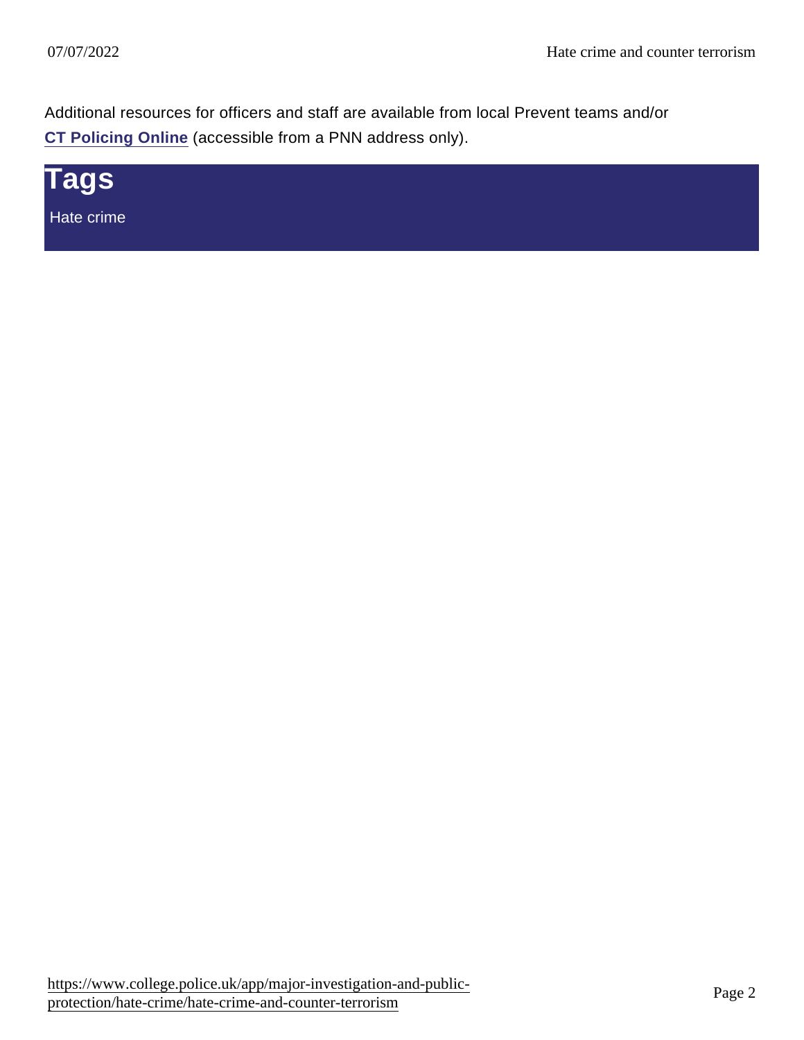Additional resources for officers and staff are available from local Prevent teams and/or **CT Policing Online** (accessible from a PNN address only).

# Tags

Hate crime